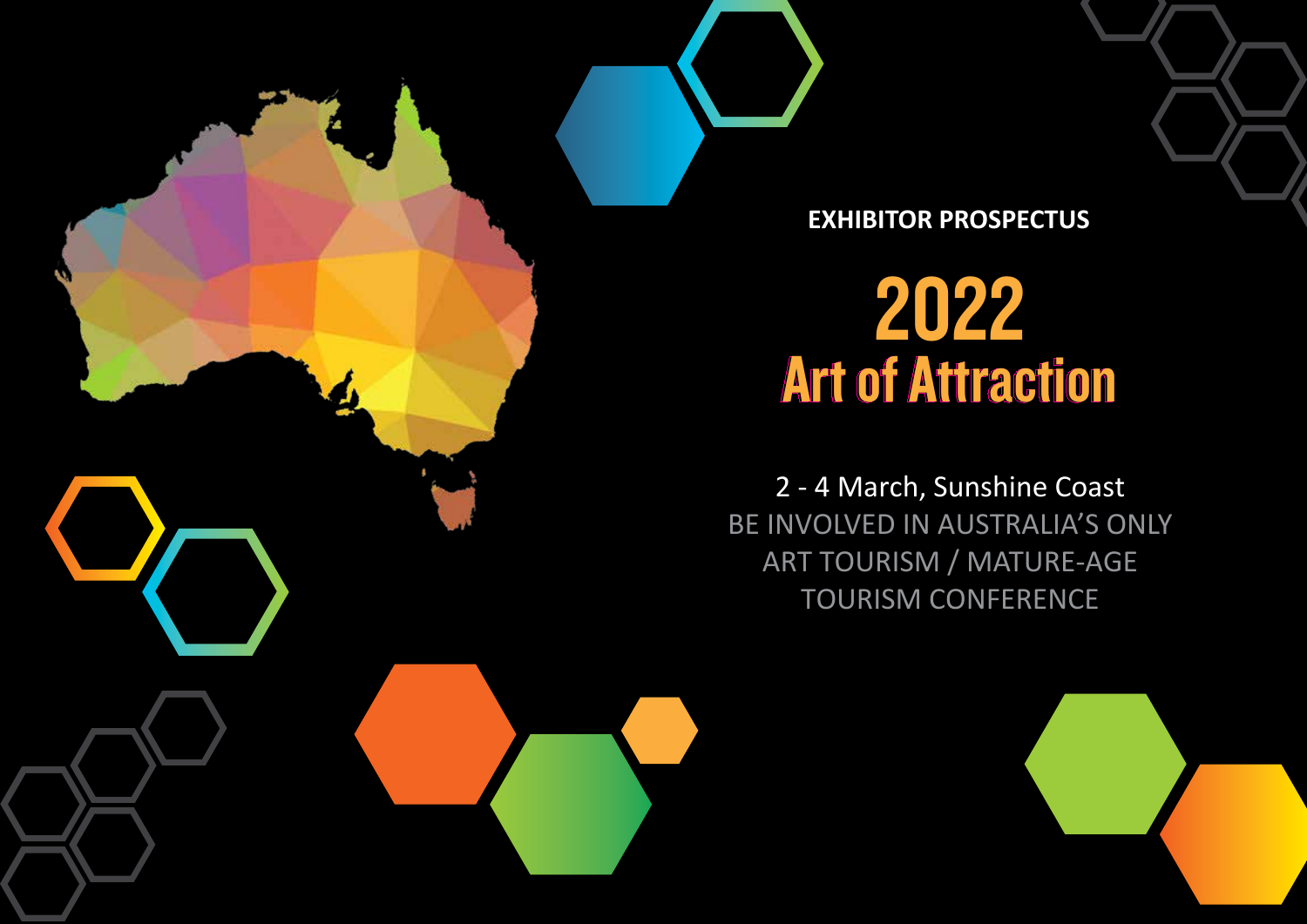**EXHIBITOR PROSPECTUS**

# 2022
# Art of Attraction

2 - 4 March, Sunshine Coast

BE INVOLVED IN AUSTRALIA'S ONLY ART TOURISM / MATURE-AGE TOURISM CONFERENCE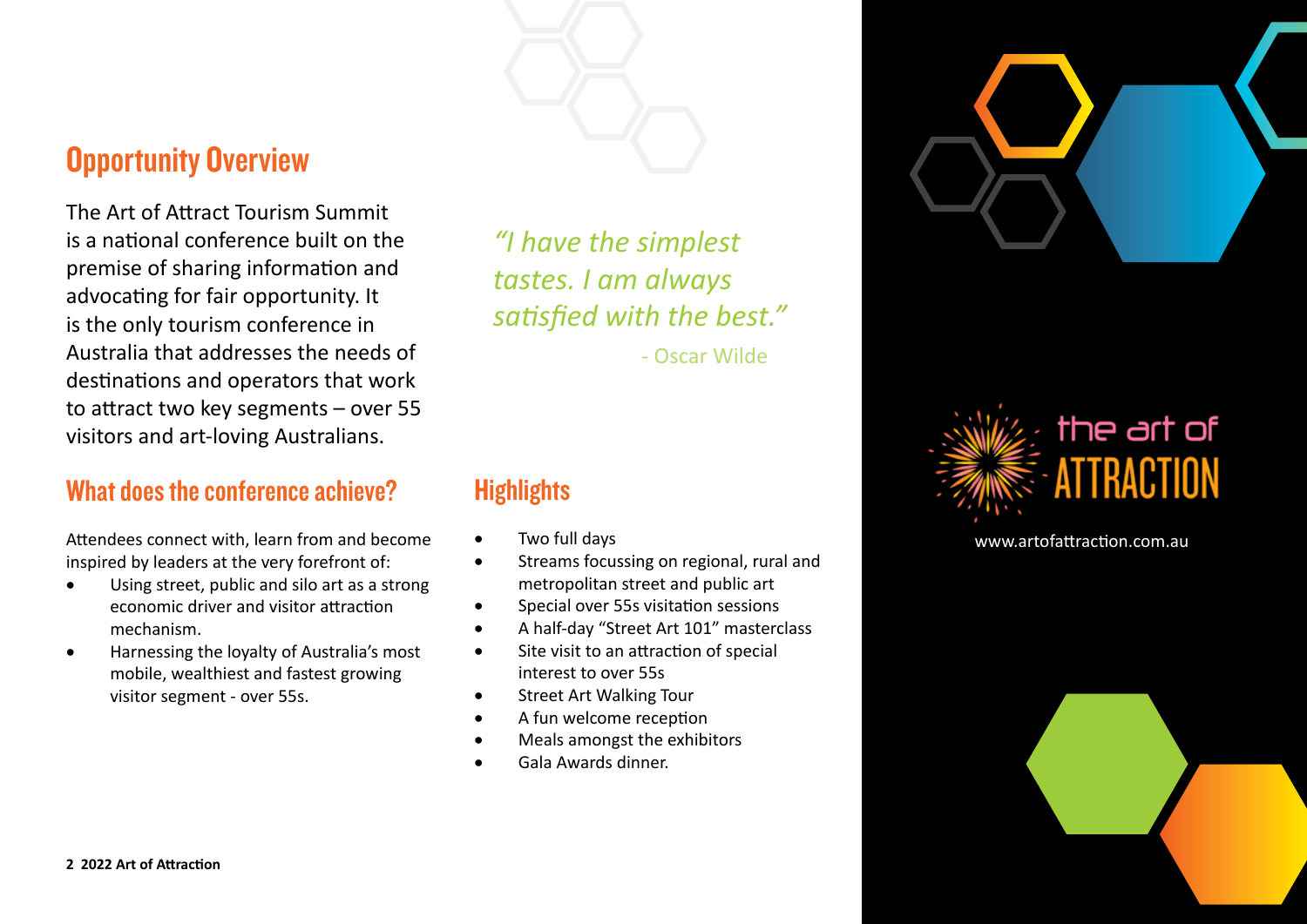## Opportunity Overview

The Art of Attract Tourism Summit is a national conference built on the premise of sharing information and advocating for fair opportunity. It is the only tourism conference in Australia that addresses the needs of destinations and operators that work to attract two key segments – over 55 visitors and art-loving Australians.

*"I have the simplest tastes. I am always satisfied with the best."*

- Oscar Wilde

## What does the conference achieve?

Attendees connect with, learn from and become inspired by leaders at the very forefront of:

- Using street, public and silo art as a strong economic driver and visitor attraction mechanism.
- Harnessing the loyalty of Australia's most mobile, wealthiest and fastest growing visitor segment - over 55s.

## Highlights

- Two full days
- Streams focussing on regional, rural and metropolitan street and public art
- Special over 55s visitation sessions
- A half-day "Street Art 101" masterclass
- Site visit to an attraction of special interest to over 55s
- Street Art Walking Tour
- A fun welcome reception
- Meals amongst the exhibitors
- Gala Awards dinner.

the art of ATTRACTION

www.artofattraction.com.au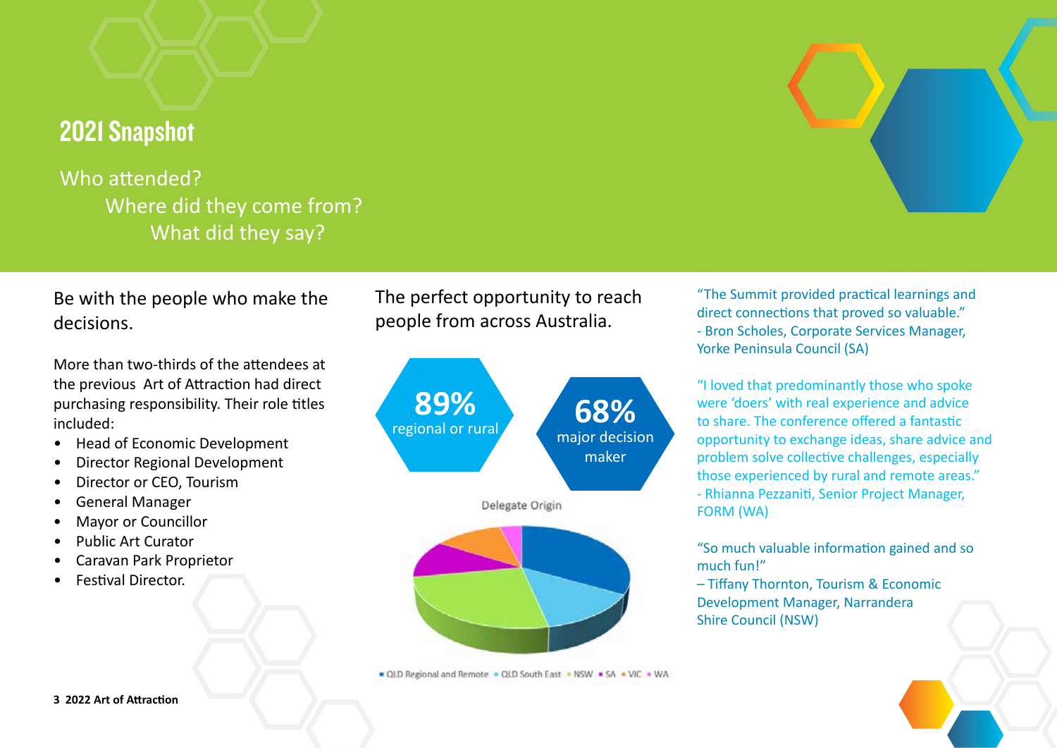## 2021 Snapshot

Who attended?
Where did they come from?
What did they say?

Be with the people who make the decisions.

More than two-thirds of the attendees at the previous Art of Attraction had direct purchasing responsibility. Their role titles included:

- Head of Economic Development
- Director Regional Development
- Director or CEO, Tourism
- General Manager
- Mayor or Councillor
- Public Art Curator
- Caravan Park Proprietor
- Festival Director.

The perfect opportunity to reach people from across Australia.

**89%** regional or rural

**68%** major decision maker

Delegate Origin

QLD Regional and Remote · QLD South East · NSW · SA · VIC · WA

"The Summit provided practical learnings and direct connections that proved so valuable."
- Bron Scholes, Corporate Services Manager, Yorke Peninsula Council (SA)

"I loved that predominantly those who spoke were 'doers' with real experience and advice to share. The conference offered a fantastic opportunity to exchange ideas, share advice and problem solve collective challenges, especially those experienced by rural and remote areas."
- Rhianna Pezzaniti, Senior Project Manager, FORM (WA)

"So much valuable information gained and so much fun!"
– Tiffany Thornton, Tourism & Economic Development Manager, Narrandera Shire Council (NSW)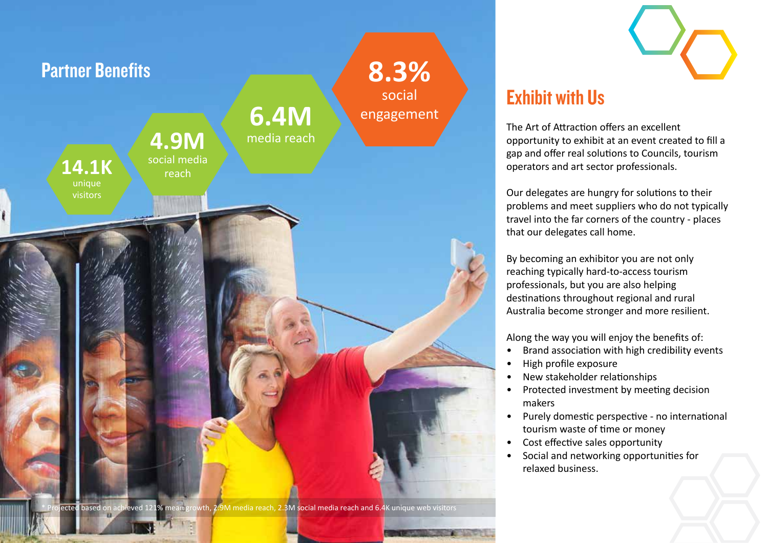## Partner Benefits

**14.1K** unique visitors

**4.9M** social media reach

**6.4M** media reach

**8.3%** social engagement

\* Projected based on achieved 121% mean growth, 2.9M media reach, 2.3M social media reach and 6.4K unique web visitors

## Exhibit with Us

The Art of Attraction offers an excellent opportunity to exhibit at an event created to fill a gap and offer real solutions to Councils, tourism operators and art sector professionals.

Our delegates are hungry for solutions to their problems and meet suppliers who do not typically travel into the far corners of the country - places that our delegates call home.

By becoming an exhibitor you are not only reaching typically hard-to-access tourism professionals, but you are also helping destinations throughout regional and rural Australia become stronger and more resilient.

Along the way you will enjoy the benefits of:

- Brand association with high credibility events
- High profile exposure
- New stakeholder relationships
- Protected investment by meeting decision makers
- Purely domestic perspective - no international tourism waste of time or money
- Cost effective sales opportunity
- Social and networking opportunities for relaxed business.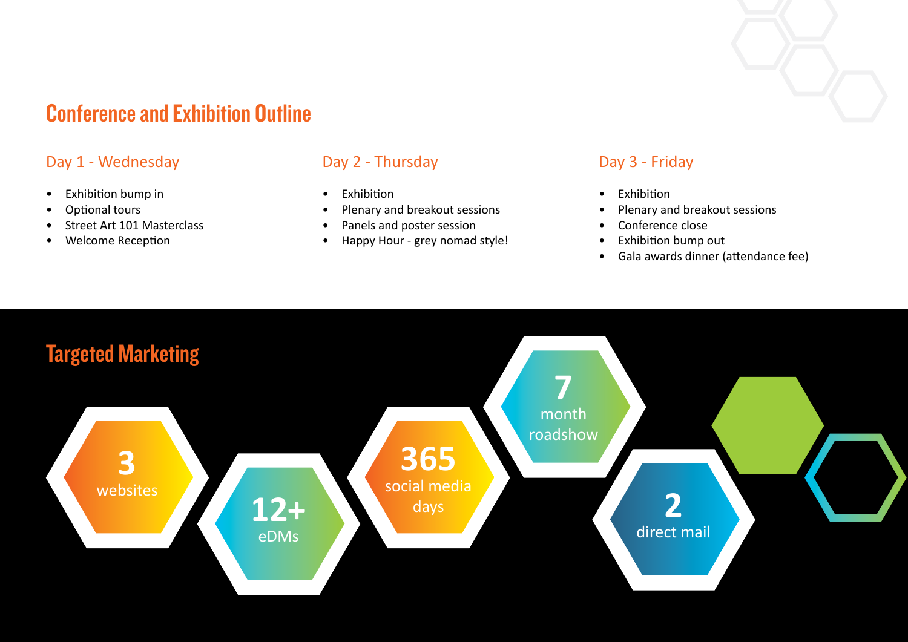## Conference and Exhibition Outline

### Day 1 - Wednesday

- Exhibition bump in
- Optional tours
- Street Art 101 Masterclass
- Welcome Reception

### Day 2 - Thursday

- Exhibition
- Plenary and breakout sessions
- Panels and poster session
- Happy Hour - grey nomad style!

### Day 3 - Friday

- Exhibition
- Plenary and breakout sessions
- Conference close
- Exhibition bump out
- Gala awards dinner (attendance fee)

## Targeted Marketing

**3** websites

**12+** eDMs

**365** social media days

**7** month roadshow

**2** direct mail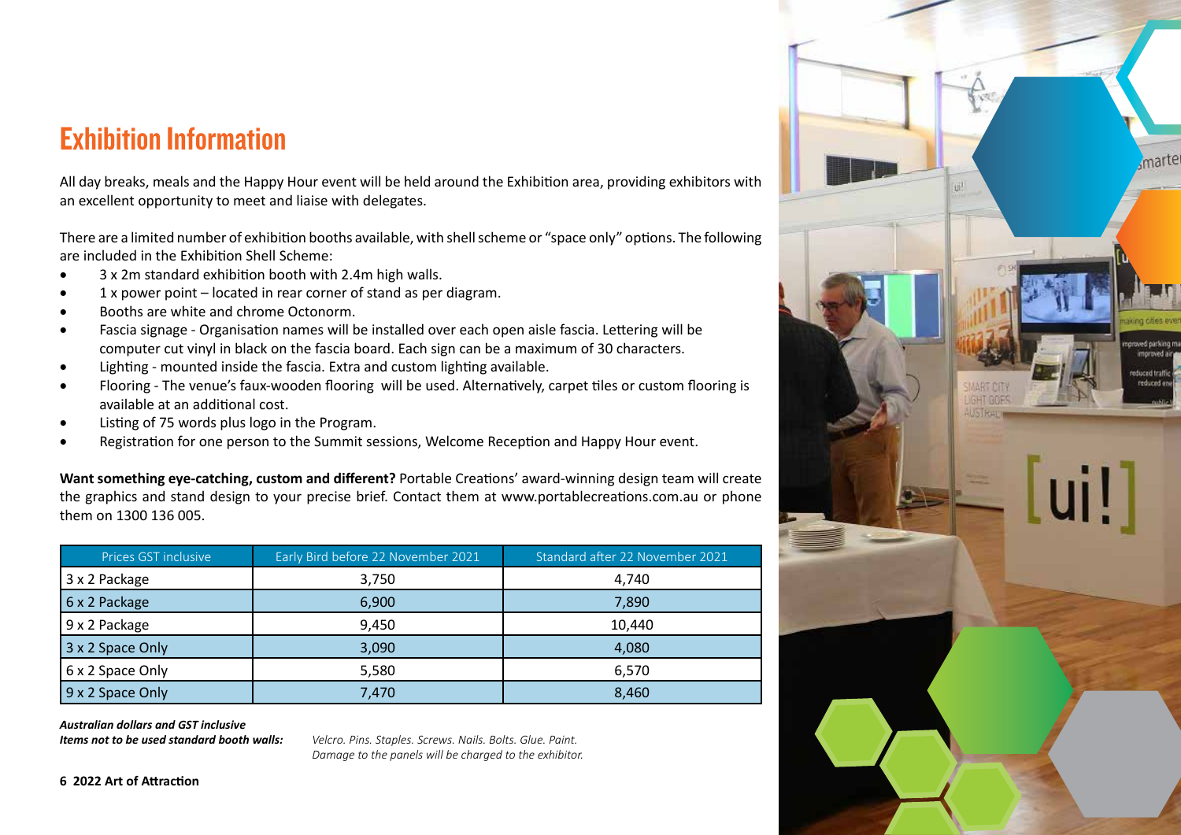# Exhibition Information

All day breaks, meals and the Happy Hour event will be held around the Exhibition area, providing exhibitors with an excellent opportunity to meet and liaise with delegates.

There are a limited number of exhibition booths available, with shell scheme or "space only" options. The following are included in the Exhibition Shell Scheme:

- 3 x 2m standard exhibition booth with 2.4m high walls.
- 1 x power point – located in rear corner of stand as per diagram.
- Booths are white and chrome Octonorm.
- Fascia signage - Organisation names will be installed over each open aisle fascia. Lettering will be computer cut vinyl in black on the fascia board. Each sign can be a maximum of 30 characters.
- Lighting - mounted inside the fascia. Extra and custom lighting available.
- Flooring - The venue's faux-wooden flooring will be used. Alternatively, carpet tiles or custom flooring is available at an additional cost.
- Listing of 75 words plus logo in the Program.
- Registration for one person to the Summit sessions, Welcome Reception and Happy Hour event.

**Want something eye-catching, custom and different?** Portable Creations' award-winning design team will create the graphics and stand design to your precise brief. Contact them at www.portablecreations.com.au or phone them on 1300 136 005.

| Prices GST inclusive | Early Bird before 22 November 2021 | Standard after 22 November 2021 |
|---|---|---|
| 3 x 2 Package | 3,750 | 4,740 |
| 6 x 2 Package | 6,900 | 7,890 |
| 9 x 2 Package | 9,450 | 10,440 |
| 3 x 2 Space Only | 3,090 | 4,080 |
| 6 x 2 Space Only | 5,580 | 6,570 |
| 9 x 2 Space Only | 7,470 | 8,460 |

***Australian dollars and GST inclusive***

***Items not to be used standard booth walls:*** *Velcro. Pins. Staples. Screws. Nails. Bolts. Glue. Paint. Damage to the panels will be charged to the exhibitor.*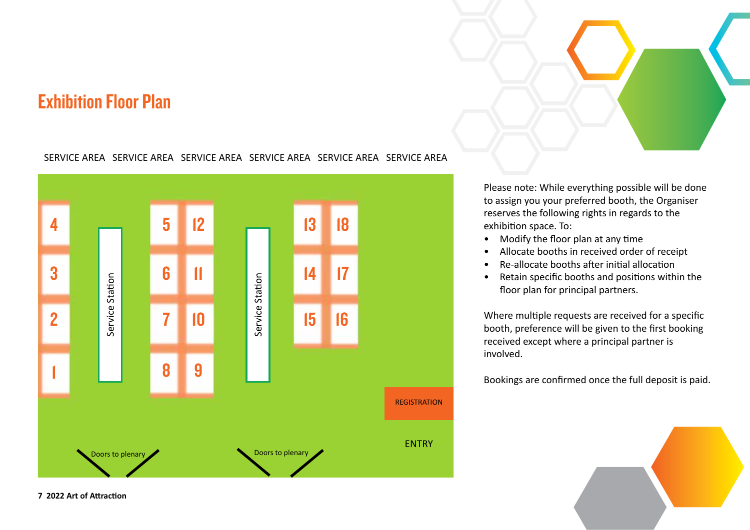# Exhibition Floor Plan

SERVICE AREA SERVICE AREA SERVICE AREA SERVICE AREA SERVICE AREA SERVICE AREA

4 3 2 1

Service Station

5 12 6 11 7 10 8 9

Service Station

13 18 14 17 15 16

REGISTRATION

ENTRY

Doors to plenary

Doors to plenary

Please note: While everything possible will be done to assign you your preferred booth, the Organiser reserves the following rights in regards to the exhibition space. To:

- Modify the floor plan at any time
- Allocate booths in received order of receipt
- Re-allocate booths after initial allocation
- Retain specific booths and positions within the floor plan for principal partners.

Where multiple requests are received for a specific booth, preference will be given to the first booking received except where a principal partner is involved.

Bookings are confirmed once the full deposit is paid.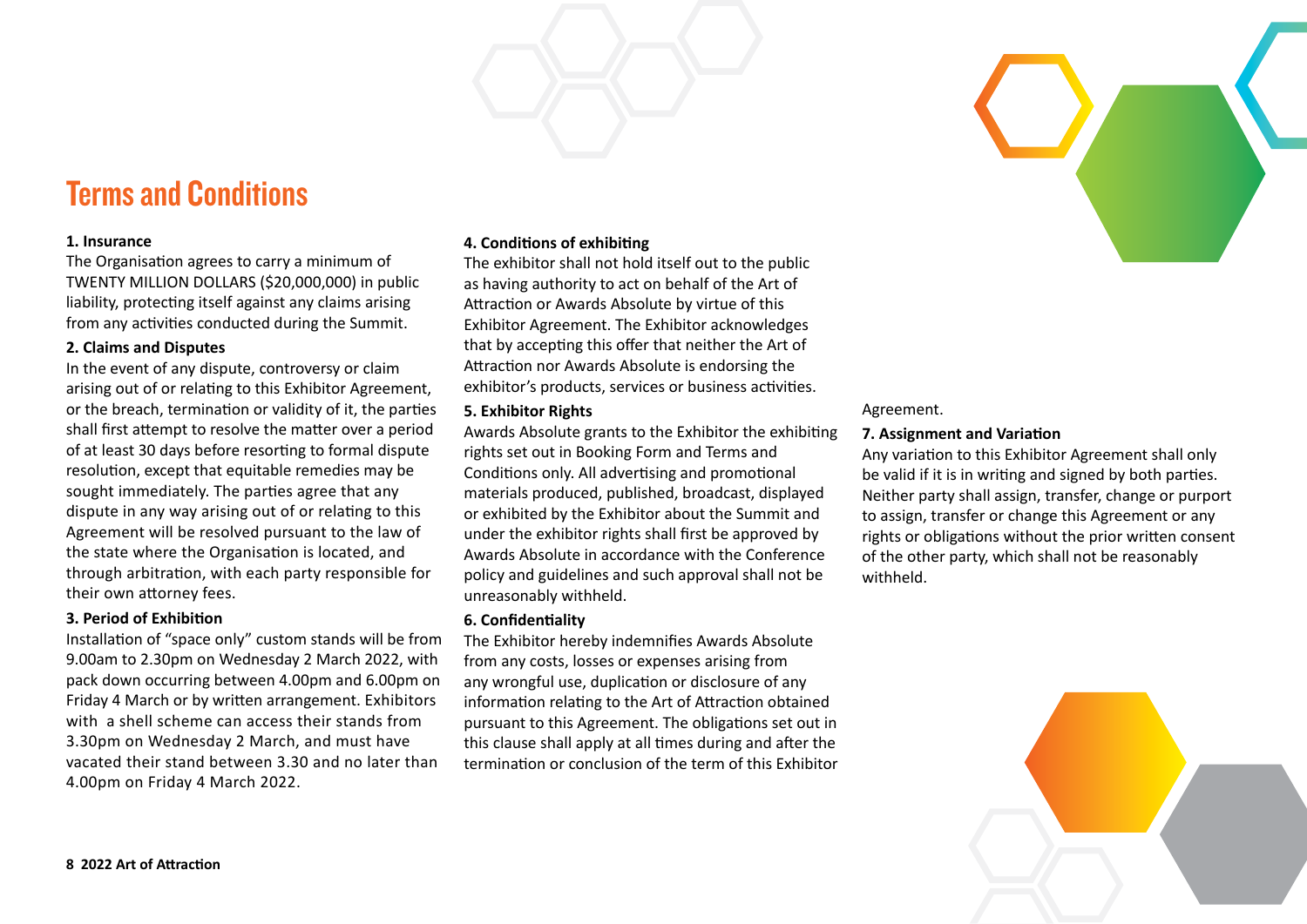# Terms and Conditions

**1. Insurance**

The Organisation agrees to carry a minimum of TWENTY MILLION DOLLARS ($20,000,000) in public liability, protecting itself against any claims arising from any activities conducted during the Summit.

**2. Claims and Disputes**

In the event of any dispute, controversy or claim arising out of or relating to this Exhibitor Agreement, or the breach, termination or validity of it, the parties shall first attempt to resolve the matter over a period of at least 30 days before resorting to formal dispute resolution, except that equitable remedies may be sought immediately. The parties agree that any dispute in any way arising out of or relating to this Agreement will be resolved pursuant to the law of the state where the Organisation is located, and through arbitration, with each party responsible for their own attorney fees.

**3. Period of Exhibition**

Installation of "space only" custom stands will be from 9.00am to 2.30pm on Wednesday 2 March 2022, with pack down occurring between 4.00pm and 6.00pm on Friday 4 March or by written arrangement. Exhibitors with a shell scheme can access their stands from 3.30pm on Wednesday 2 March, and must have vacated their stand between 3.30 and no later than 4.00pm on Friday 4 March 2022.

**4. Conditions of exhibiting**

The exhibitor shall not hold itself out to the public as having authority to act on behalf of the Art of Attraction or Awards Absolute by virtue of this Exhibitor Agreement. The Exhibitor acknowledges that by accepting this offer that neither the Art of Attraction nor Awards Absolute is endorsing the exhibitor's products, services or business activities.

**5. Exhibitor Rights**

Awards Absolute grants to the Exhibitor the exhibiting rights set out in Booking Form and Terms and Conditions only. All advertising and promotional materials produced, published, broadcast, displayed or exhibited by the Exhibitor about the Summit and under the exhibitor rights shall first be approved by Awards Absolute in accordance with the Conference policy and guidelines and such approval shall not be unreasonably withheld.

**6. Confidentiality**

The Exhibitor hereby indemnifies Awards Absolute from any costs, losses or expenses arising from any wrongful use, duplication or disclosure of any information relating to the Art of Attraction obtained pursuant to this Agreement. The obligations set out in this clause shall apply at all times during and after the termination or conclusion of the term of this Exhibitor Agreement.

**7. Assignment and Variation**

Any variation to this Exhibitor Agreement shall only be valid if it is in writing and signed by both parties. Neither party shall assign, transfer, change or purport to assign, transfer or change this Agreement or any rights or obligations without the prior written consent of the other party, which shall not be reasonably withheld.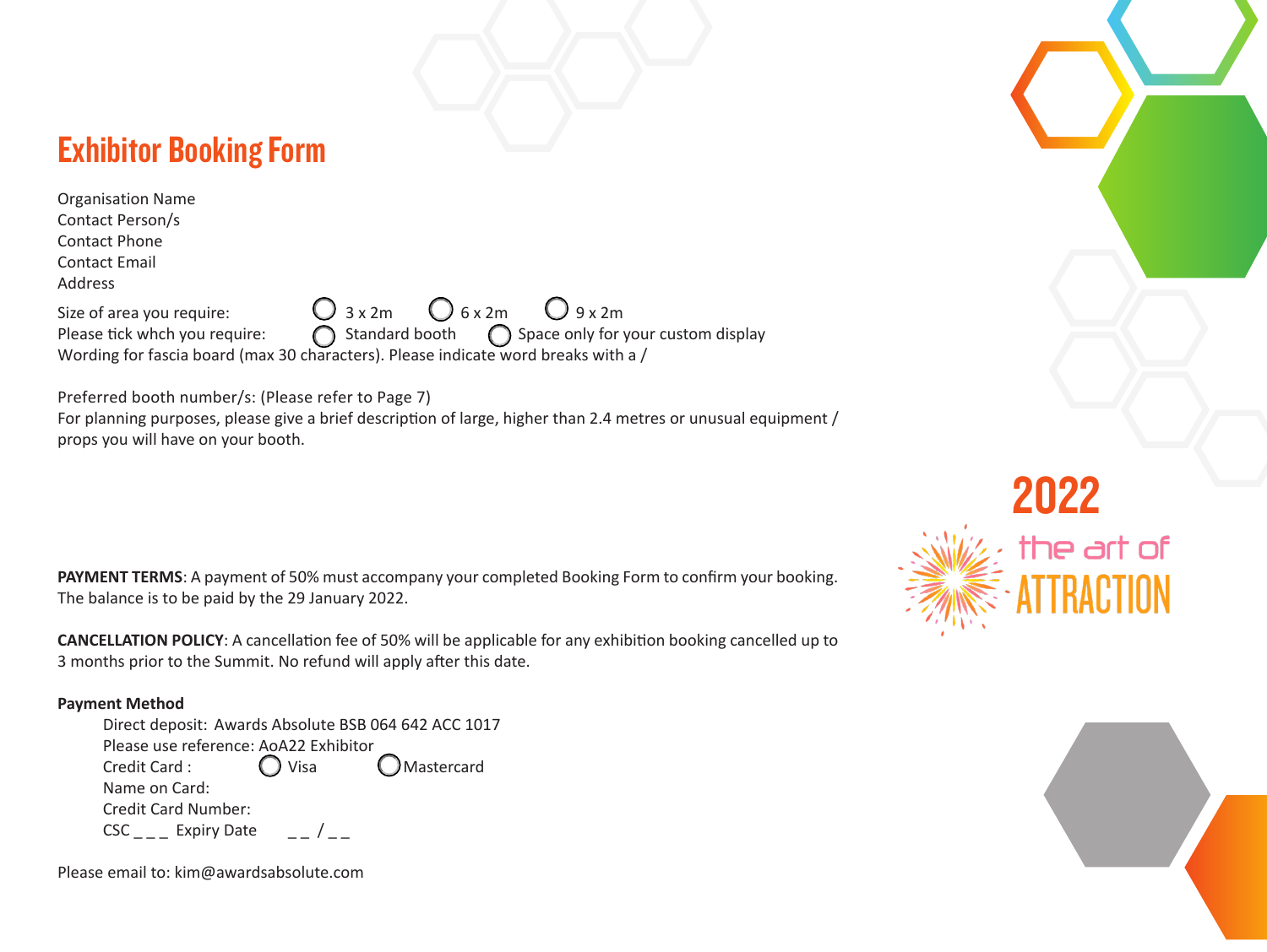# Exhibitor Booking Form

Organisation Name

Contact Person/s

Contact Phone

Contact Email

Address

Size of area you require: ◯ 3 x 2m ◯ 6 x 2m ◯ 9 x 2m

Please tick whch you require: ◯ Standard booth ◯ Space only for your custom display

Wording for fascia board (max 30 characters). Please indicate word breaks with a /

Preferred booth number/s: (Please refer to Page 7)

For planning purposes, please give a brief description of large, higher than 2.4 metres or unusual equipment / props you will have on your booth.

**PAYMENT TERMS**: A payment of 50% must accompany your completed Booking Form to confirm your booking. The balance is to be paid by the 29 January 2022.

**CANCELLATION POLICY**: A cancellation fee of 50% will be applicable for any exhibition booking cancelled up to 3 months prior to the Summit. No refund will apply after this date.

**Payment Method**

Direct deposit: Awards Absolute BSB 064 642 ACC 1017

Please use reference: AoA22 Exhibitor

Credit Card : ◯ Visa ◯ Mastercard

Name on Card:

Credit Card Number:

CSC _ _ _ Expiry Date _ _ / _ _

Please email to: kim@awardsabsolute.com

2022

the art of

ATTRACTION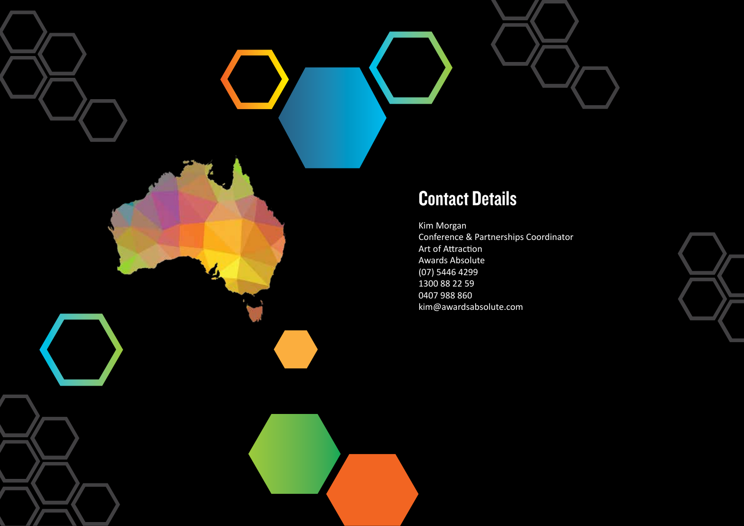## Contact Details

Kim Morgan
Conference & Partnerships Coordinator
Art of Attraction
Awards Absolute
(07) 5446 4299
1300 88 22 59
0407 988 860
kim@awardsabsolute.com